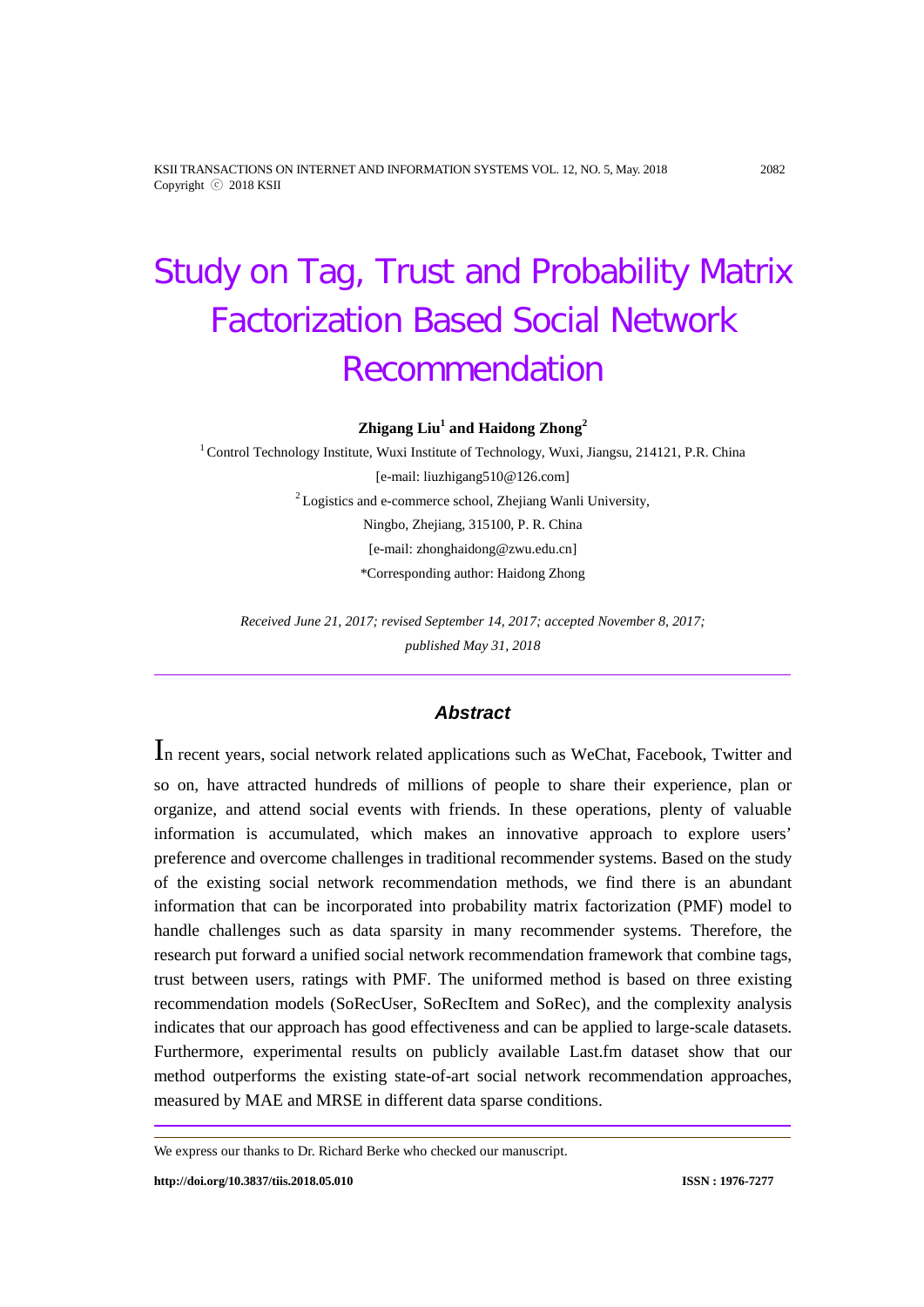# Study on Tag, Trust and Probability Matrix Factorization Based Social Network Recommendation

**Zhigang Liu[1] and Haidong Zhong[2]**

[1] Control Technology Institute, Wuxi Institute of Technology, Wuxi, Jiangsu, 214121, P.R. China
[e-mail: liuzhigang510@126.com]
[2] Logistics and e-commerce school, Zhejiang Wanli University,
Ningbo, Zhejiang, 315100, P. R. China
[e-mail: zhonghaidong@zwu.edu.cn]
*Corresponding author: Haidong Zhong

*Received June 21, 2017; revised September 14, 2017; accepted November 8, 2017; published May 31, 2018*

## Abstract

In recent years, social network related applications such as WeChat, Facebook, Twitter and so on, have attracted hundreds of millions of people to share their experience, plan or organize, and attend social events with friends. In these operations, plenty of valuable information is accumulated, which makes an innovative approach to explore users' preference and overcome challenges in traditional recommender systems. Based on the study of the existing social network recommendation methods, we find there is an abundant information that can be incorporated into probability matrix factorization (PMF) model to handle challenges such as data sparsity in many recommender systems. Therefore, the research put forward a unified social network recommendation framework that combine tags, trust between users, ratings with PMF. The uniformed method is based on three existing recommendation models (SoRecUser, SoRecItem and SoRec), and the complexity analysis indicates that our approach has good effectiveness and can be applied to large-scale datasets. Furthermore, experimental results on publicly available Last.fm dataset show that our method outperforms the existing state-of-art social network recommendation approaches, measured by MAE and MRSE in different data sparse conditions.

We express our thanks to Dr. Richard Berke who checked our manuscript.

http://doi.org/10.3837/tiis.2018.05.010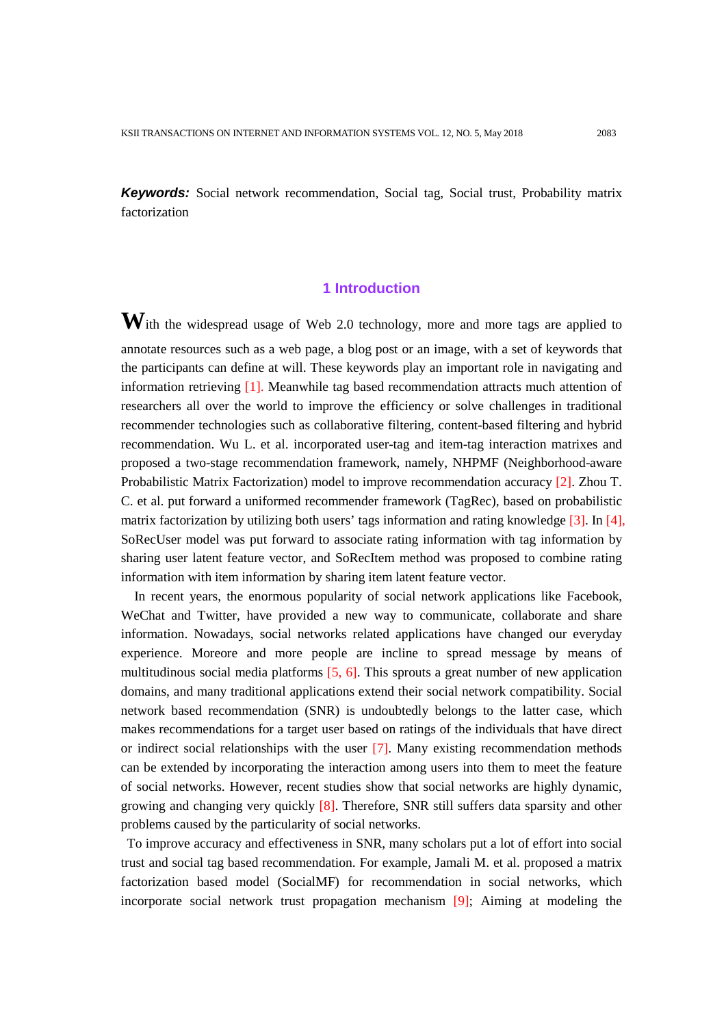**Keywords:** Social network recommendation, Social tag, Social trust, Probability matrix factorization

## 1 Introduction

With the widespread usage of Web 2.0 technology, more and more tags are applied to annotate resources such as a web page, a blog post or an image, with a set of keywords that the participants can define at will. These keywords play an important role in navigating and information retrieving [1]. Meanwhile tag based recommendation attracts much attention of researchers all over the world to improve the efficiency or solve challenges in traditional recommender technologies such as collaborative filtering, content-based filtering and hybrid recommendation. Wu L. et al. incorporated user-tag and item-tag interaction matrixes and proposed a two-stage recommendation framework, namely, NHPMF (Neighborhood-aware Probabilistic Matrix Factorization) model to improve recommendation accuracy [2]. Zhou T. C. et al. put forward a uniformed recommender framework (TagRec), based on probabilistic matrix factorization by utilizing both users' tags information and rating knowledge [3]. In [4], SoRecUser model was put forward to associate rating information with tag information by sharing user latent feature vector, and SoRecItem method was proposed to combine rating information with item information by sharing item latent feature vector.

In recent years, the enormous popularity of social network applications like Facebook, WeChat and Twitter, have provided a new way to communicate, collaborate and share information. Nowadays, social networks related applications have changed our everyday experience. Moreore and more people are incline to spread message by means of multitudinous social media platforms [5, 6]. This sprouts a great number of new application domains, and many traditional applications extend their social network compatibility. Social network based recommendation (SNR) is undoubtedly belongs to the latter case, which makes recommendations for a target user based on ratings of the individuals that have direct or indirect social relationships with the user [7]. Many existing recommendation methods can be extended by incorporating the interaction among users into them to meet the feature of social networks. However, recent studies show that social networks are highly dynamic, growing and changing very quickly [8]. Therefore, SNR still suffers data sparsity and other problems caused by the particularity of social networks.

To improve accuracy and effectiveness in SNR, many scholars put a lot of effort into social trust and social tag based recommendation. For example, Jamali M. et al. proposed a matrix factorization based model (SocialMF) for recommendation in social networks, which incorporate social network trust propagation mechanism [9]; Aiming at modeling the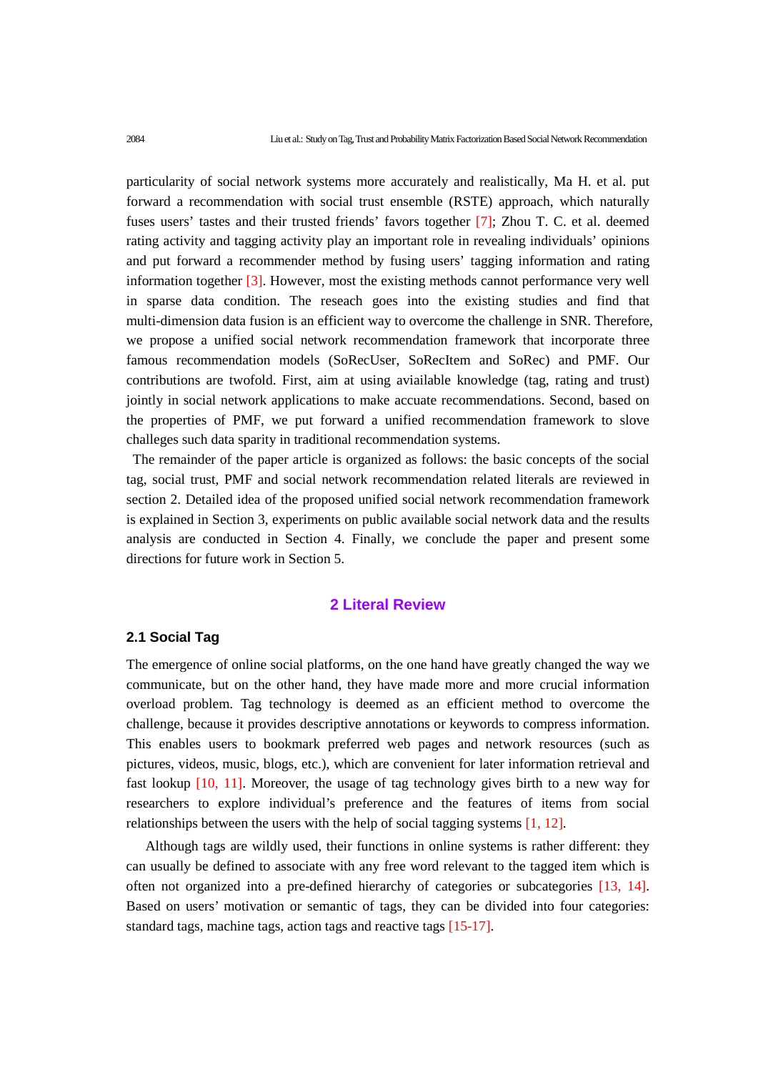particularity of social network systems more accurately and realistically, Ma H. et al. put forward a recommendation with social trust ensemble (RSTE) approach, which naturally fuses users' tastes and their trusted friends' favors together [7]; Zhou T. C. et al. deemed rating activity and tagging activity play an important role in revealing individuals' opinions and put forward a recommender method by fusing users' tagging information and rating information together [3]. However, most the existing methods cannot performance very well in sparse data condition. The reseach goes into the existing studies and find that multi-dimension data fusion is an efficient way to overcome the challenge in SNR. Therefore, we propose a unified social network recommendation framework that incorporate three famous recommendation models (SoRecUser, SoRecItem and SoRec) and PMF. Our contributions are twofold. First, aim at using aviailable knowledge (tag, rating and trust) jointly in social network applications to make accuate recommendations. Second, based on the properties of PMF, we put forward a unified recommendation framework to slove challeges such data sparity in traditional recommendation systems.

The remainder of the paper article is organized as follows: the basic concepts of the social tag, social trust, PMF and social network recommendation related literals are reviewed in section 2. Detailed idea of the proposed unified social network recommendation framework is explained in Section 3, experiments on public available social network data and the results analysis are conducted in Section 4. Finally, we conclude the paper and present some directions for future work in Section 5.

## 2 Literal Review

### 2.1 Social Tag

The emergence of online social platforms, on the one hand have greatly changed the way we communicate, but on the other hand, they have made more and more crucial information overload problem. Tag technology is deemed as an efficient method to overcome the challenge, because it provides descriptive annotations or keywords to compress information. This enables users to bookmark preferred web pages and network resources (such as pictures, videos, music, blogs, etc.), which are convenient for later information retrieval and fast lookup [10, 11]. Moreover, the usage of tag technology gives birth to a new way for researchers to explore individual's preference and the features of items from social relationships between the users with the help of social tagging systems [1, 12].

Although tags are wildly used, their functions in online systems is rather different: they can usually be defined to associate with any free word relevant to the tagged item which is often not organized into a pre-defined hierarchy of categories or subcategories [13, 14]. Based on users' motivation or semantic of tags, they can be divided into four categories: standard tags, machine tags, action tags and reactive tags [15-17].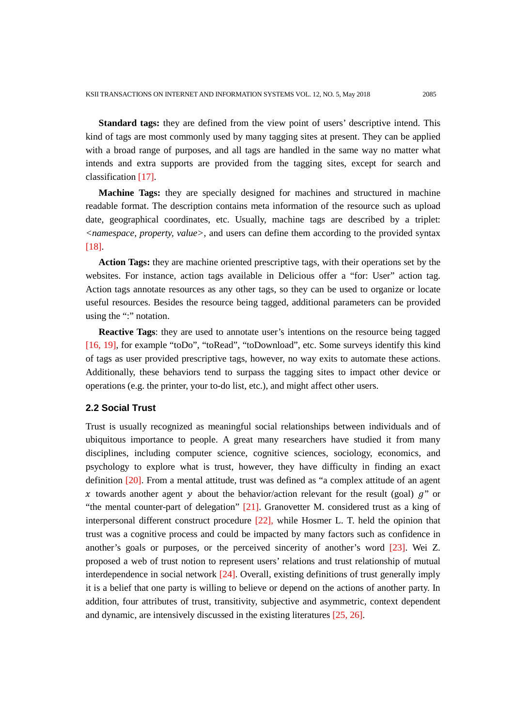**Standard tags:** they are defined from the view point of users' descriptive intend. This kind of tags are most commonly used by many tagging sites at present. They can be applied with a broad range of purposes, and all tags are handled in the same way no matter what intends and extra supports are provided from the tagging sites, except for search and classification [17].

**Machine Tags:** they are specially designed for machines and structured in machine readable format. The description contains meta information of the resource such as upload date, geographical coordinates, etc. Usually, machine tags are described by a triplet: *<namespace, property, value>*, and users can define them according to the provided syntax [18].

**Action Tags:** they are machine oriented prescriptive tags, with their operations set by the websites. For instance, action tags available in Delicious offer a "for: User" action tag. Action tags annotate resources as any other tags, so they can be used to organize or locate useful resources. Besides the resource being tagged, additional parameters can be provided using the ":" notation.

**Reactive Tags**: they are used to annotate user's intentions on the resource being tagged [16, 19], for example "toDo", "toRead", "toDownload", etc. Some surveys identify this kind of tags as user provided prescriptive tags, however, no way exits to automate these actions. Additionally, these behaviors tend to surpass the tagging sites to impact other device or operations (e.g. the printer, your to-do list, etc.), and might affect other users.

### 2.2 Social Trust

Trust is usually recognized as meaningful social relationships between individuals and of ubiquitous importance to people. A great many researchers have studied it from many disciplines, including computer science, cognitive sciences, sociology, economics, and psychology to explore what is trust, however, they have difficulty in finding an exact definition [20]. From a mental attitude, trust was defined as "a complex attitude of an agent $x$ towards another agent $y$ about the behavior/action relevant for the result (goal) $g$" or "the mental counter-part of delegation" [21]. Granovetter M. considered trust as a king of interpersonal different construct procedure [22], while Hosmer L. T. held the opinion that trust was a cognitive process and could be impacted by many factors such as confidence in another's goals or purposes, or the perceived sincerity of another's word [23]. Wei Z. proposed a web of trust notion to represent users' relations and trust relationship of mutual interdependence in social network [24]. Overall, existing definitions of trust generally imply it is a belief that one party is willing to believe or depend on the actions of another party. In addition, four attributes of trust, transitivity, subjective and asymmetric, context dependent and dynamic, are intensively discussed in the existing literatures [25, 26].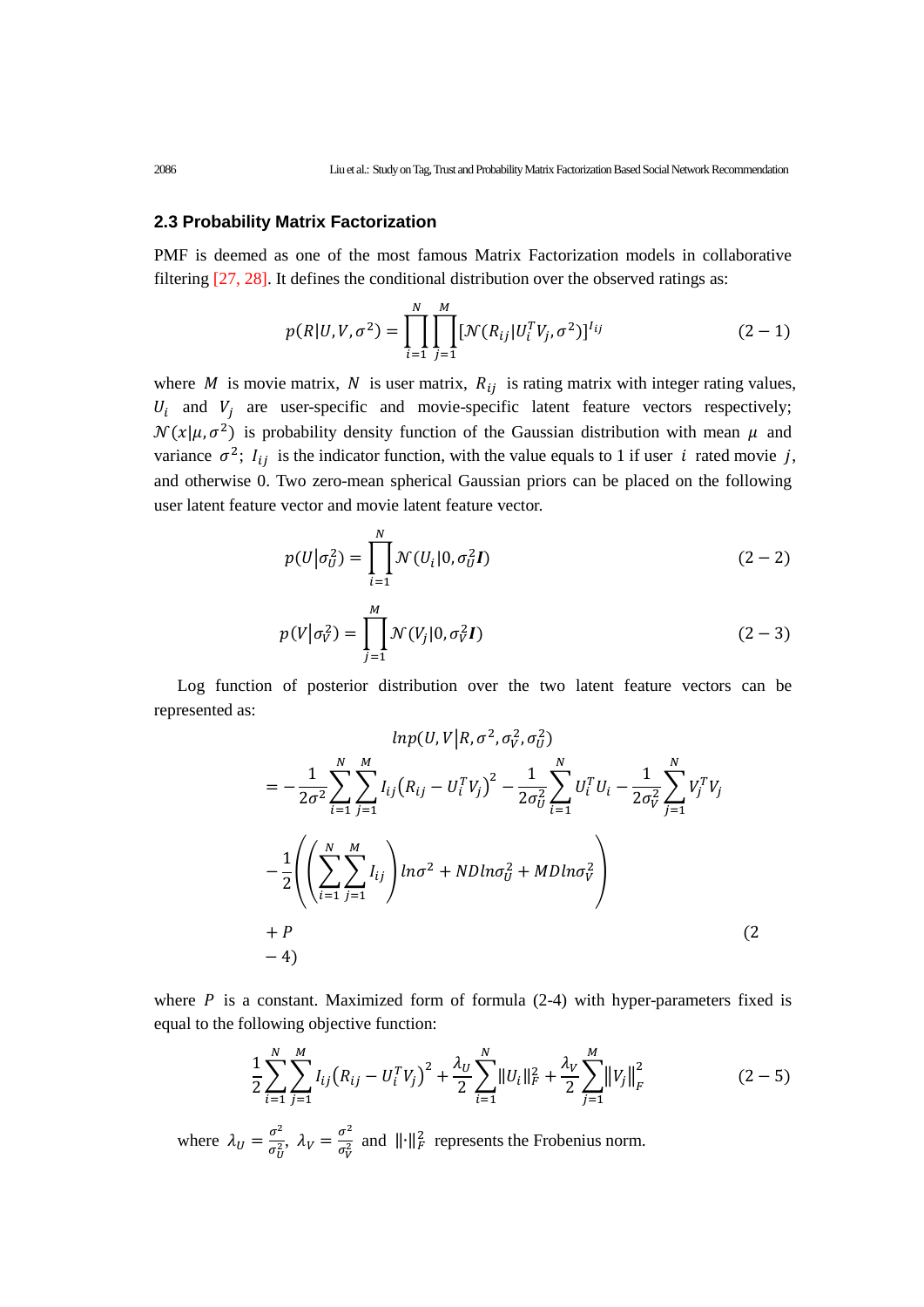## 2.3 Probability Matrix Factorization

PMF is deemed as one of the most famous Matrix Factorization models in collaborative filtering [27, 28]. It defines the conditional distribution over the observed ratings as:

$$p(R|U,V,\sigma^2) = \prod_{i=1}^{N}\prod_{j=1}^{M}[\mathcal{N}(R_{ij}|U_i^T V_j, \sigma^2)]^{I_{ij}} \tag{2-1}$$

where $M$ is movie matrix, $N$ is user matrix, $R_{ij}$ is rating matrix with integer rating values, $U_i$ and $V_j$ are user-specific and movie-specific latent feature vectors respectively; $\mathcal{N}(x|\mu,\sigma^2)$ is probability density function of the Gaussian distribution with mean $\mu$ and variance $\sigma^2$; $I_{ij}$ is the indicator function, with the value equals to 1 if user $i$ rated movie $j$, and otherwise 0. Two zero-mean spherical Gaussian priors can be placed on the following user latent feature vector and movie latent feature vector.

$$p(U|\sigma_U^2) = \prod_{i=1}^{N}\mathcal{N}(U_i|0,\sigma_U^2\boldsymbol{I}) \tag{2-2}$$

$$p(V|\sigma_V^2) = \prod_{j=1}^{M}\mathcal{N}(V_j|0,\sigma_V^2\boldsymbol{I}) \tag{2-3}$$

Log function of posterior distribution over the two latent feature vectors can be represented as:

$$\begin{aligned} & lnp(U,V|R,\sigma^2,\sigma_V^2,\sigma_U^2) \\ &= -\frac{1}{2\sigma^2}\sum_{i=1}^{N}\sum_{j=1}^{M} I_{ij}\left(R_{ij}-U_i^T V_j\right)^2 - \frac{1}{2\sigma_U^2}\sum_{i=1}^{N} U_i^T U_i - \frac{1}{2\sigma_V^2}\sum_{j=1}^{N} V_j^T V_j \\ &-\frac{1}{2}\left(\left(\sum_{i=1}^{N}\sum_{j=1}^{M} I_{ij}\right)ln\sigma^2 + NDln\sigma_U^2 + MDln\sigma_V^2\right) \\ &+ P \end{aligned} \tag{2-4}$$

where $P$ is a constant. Maximized form of formula (2-4) with hyper-parameters fixed is equal to the following objective function:

$$\frac{1}{2}\sum_{i=1}^{N}\sum_{j=1}^{M} I_{ij}\left(R_{ij}-U_i^T V_j\right)^2 + \frac{\lambda_U}{2}\sum_{i=1}^{N}\|U_i\|_F^2 + \frac{\lambda_V}{2}\sum_{j=1}^{M}\left\|V_j\right\|_F^2 \tag{2-5}$$

where $\lambda_U = \frac{\sigma^2}{\sigma_U^2}$, $\lambda_V = \frac{\sigma^2}{\sigma_V^2}$ and $\|\cdot\|_F^2$ represents the Frobenius norm.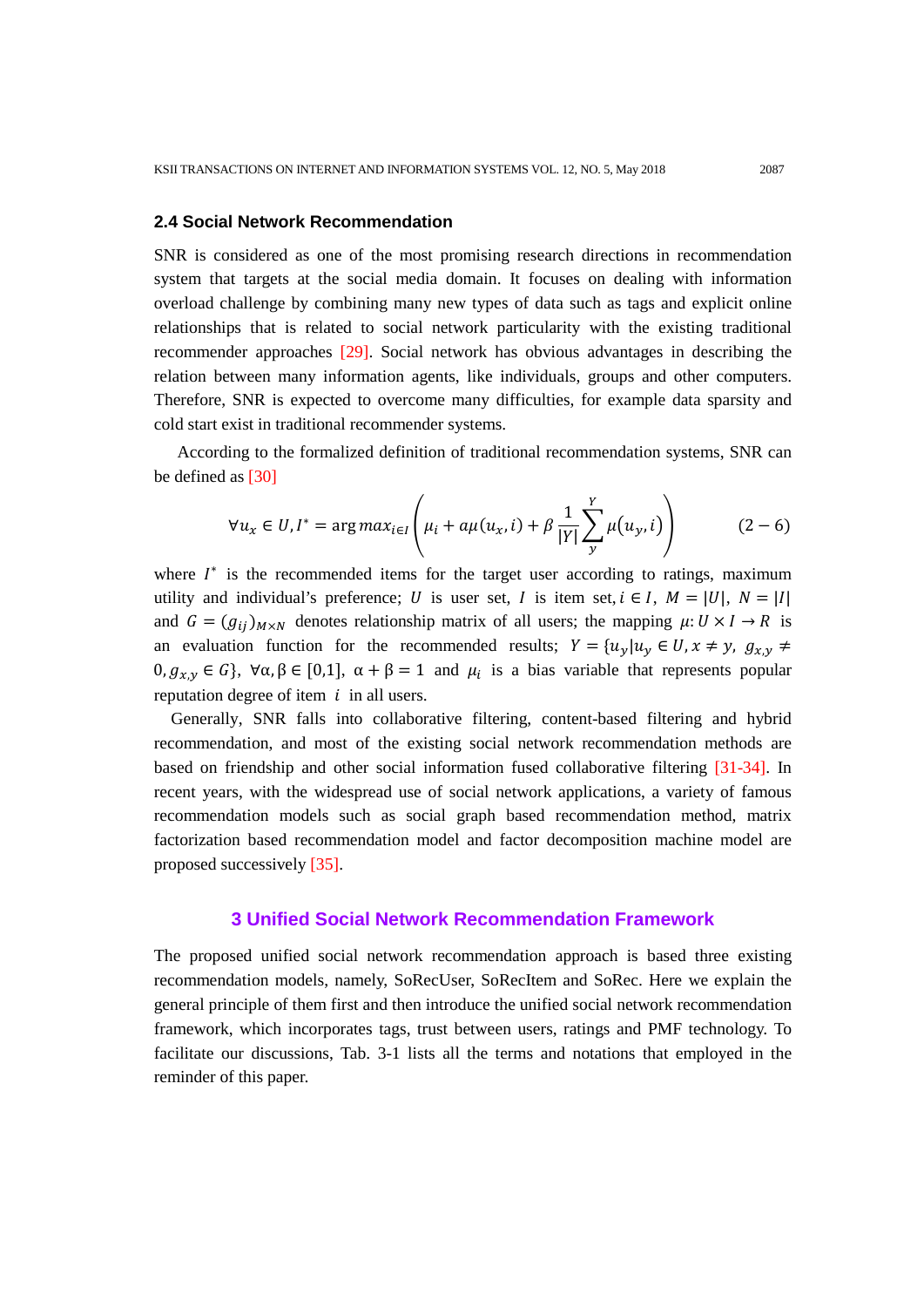### 2.4 Social Network Recommendation

SNR is considered as one of the most promising research directions in recommendation system that targets at the social media domain. It focuses on dealing with information overload challenge by combining many new types of data such as tags and explicit online relationships that is related to social network particularity with the existing traditional recommender approaches [29]. Social network has obvious advantages in describing the relation between many information agents, like individuals, groups and other computers. Therefore, SNR is expected to overcome many difficulties, for example data sparsity and cold start exist in traditional recommender systems.

According to the formalized definition of traditional recommendation systems, SNR can be defined as [30]

$$\forall u_x \in U, I^* = \arg max_{i \in I} \left( \mu_i + a\mu(u_x, i) + \beta \frac{1}{|Y|} \sum_{y}^{Y} \mu(u_y, i) \right) \qquad (2-6)$$

where $I^*$ is the recommended items for the target user according to ratings, maximum utility and individual's preference; $U$ is user set, $I$ is item set, $i \in I$, $M = |U|$, $N = |I|$ and $G = (g_{ij})_{M \times N}$ denotes relationship matrix of all users; the mapping $\mu: U \times I \rightarrow R$ is an evaluation function for the recommended results; $Y = \{u_y | u_y \in U, x \neq y, \ g_{x,y} \neq 0, g_{x,y} \in G\}$, $\forall \alpha, \beta \in [0,1]$, $\alpha + \beta = 1$ and $\mu_i$ is a bias variable that represents popular reputation degree of item $i$ in all users.

Generally, SNR falls into collaborative filtering, content-based filtering and hybrid recommendation, and most of the existing social network recommendation methods are based on friendship and other social information fused collaborative filtering [31-34]. In recent years, with the widespread use of social network applications, a variety of famous recommendation models such as social graph based recommendation method, matrix factorization based recommendation model and factor decomposition machine model are proposed successively [35].

## 3 Unified Social Network Recommendation Framework

The proposed unified social network recommendation approach is based three existing recommendation models, namely, SoRecUser, SoRecItem and SoRec. Here we explain the general principle of them first and then introduce the unified social network recommendation framework, which incorporates tags, trust between users, ratings and PMF technology. To facilitate our discussions, Tab. 3-1 lists all the terms and notations that employed in the reminder of this paper.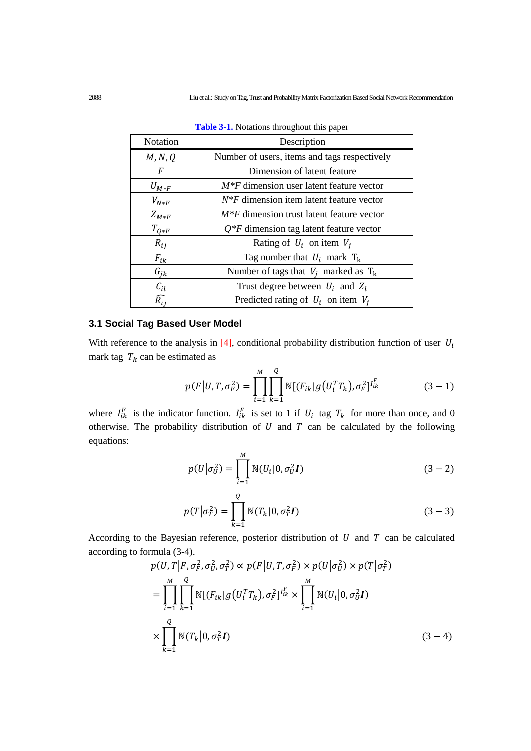**Table 3-1.** Notations throughout this paper

| Notation | Description |
|---|---|
| $M, N, Q$ | Number of users, items and tags respectively |
| $F$ | Dimension of latent feature |
| $U_{M*F}$ | $M*F$ dimension user latent feature vector |
| $V_{N*F}$ | $N*F$ dimension item latent feature vector |
| $Z_{M*F}$ | $M*F$ dimension trust latent feature vector |
| $T_{Q*F}$ | $Q*F$ dimension tag latent feature vector |
| $R_{ij}$ | Rating of $U_i$ on item $V_j$ |
| $F_{ik}$ | Tag number that $U_i$ mark $T_k$ |
| $G_{jk}$ | Number of tags that $V_j$ marked as $T_k$ |
| $C_{il}$ | Trust degree between $U_i$ and $Z_l$ |
| $\widehat{R_{ij}}$ | Predicted rating of $U_i$ on item $V_j$ |

### 3.1 Social Tag Based User Model

With reference to the analysis in [4], conditional probability distribution function of user $U_i$ mark tag $T_k$ can be estimated as

$$p(F|U,T,\sigma_F^2) = \prod_{i=1}^{M}\prod_{k=1}^{Q}\mathbb{N}[(F_{ik}|g(U_i^T T_k),\sigma_F^2]^{I_{ik}^F} \qquad (3-1)$$

where $I_{ik}^F$ is the indicator function. $I_{ik}^F$ is set to 1 if $U_i$ tag $T_k$ for more than once, and 0 otherwise. The probability distribution of $U$ and $T$ can be calculated by the following equations:

$$p(U|\sigma_U^2) = \prod_{i=1}^{M}\mathbb{N}(U_i|0,\sigma_U^2\boldsymbol{I}) \qquad (3-2)$$

$$p(T|\sigma_T^2) = \prod_{k=1}^{Q}\mathbb{N}(T_k|0,\sigma_T^2\boldsymbol{I}) \qquad (3-3)$$

According to the Bayesian reference, posterior distribution of $U$ and $T$ can be calculated according to formula (3-4).

$$p(U,T|F,\sigma_F^2,\sigma_U^2,\sigma_T^2) \propto p(F|U,T,\sigma_F^2) \times p(U|\sigma_U^2) \times p(T|\sigma_T^2)$$
$$= \prod_{i=1}^{M}\prod_{k=1}^{Q}\mathbb{N}[(F_{ik}|g(U_i^T T_k),\sigma_F^2]^{I_{ik}^F} \times \prod_{i=1}^{M}\mathbb{N}(U_i|0,\sigma_U^2\boldsymbol{I})$$
$$\times \prod_{k=1}^{Q}\mathbb{N}(T_k|0,\sigma_T^2\boldsymbol{I}) \qquad (3-4)$$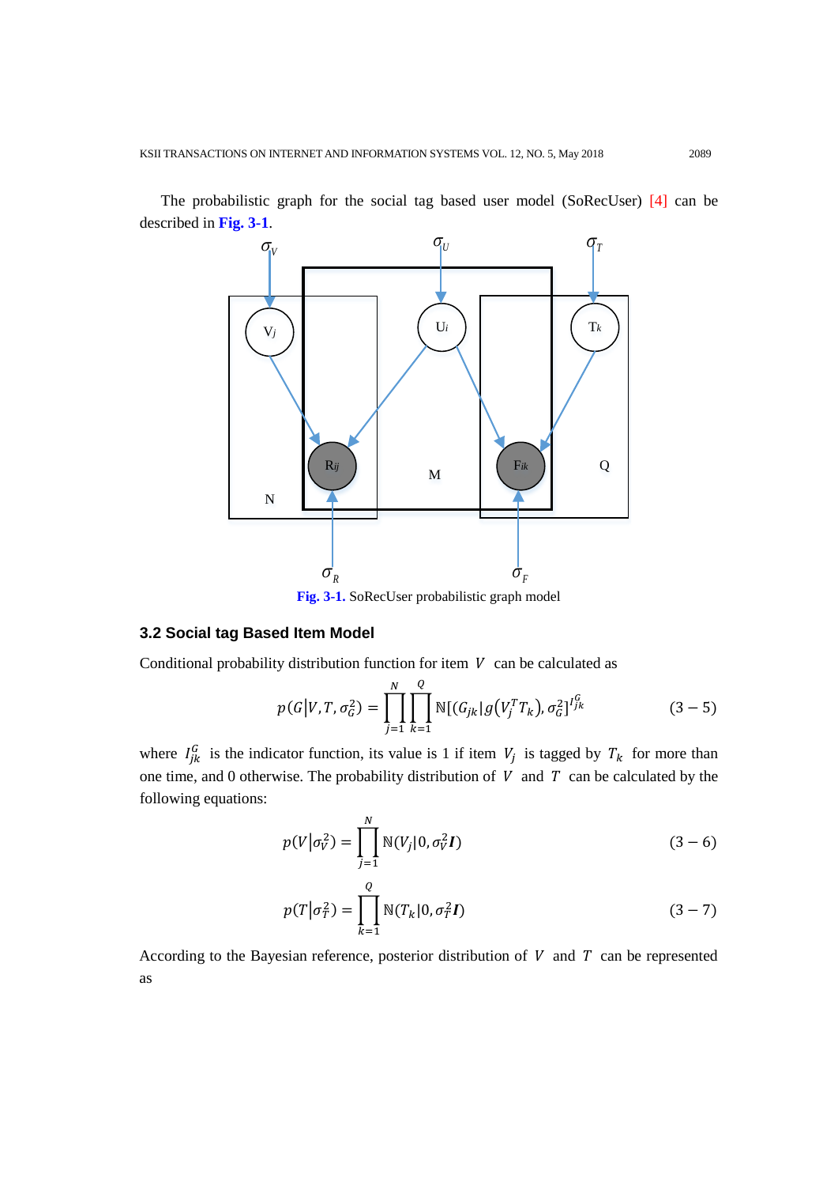The probabilistic graph for the social tag based user model (SoRecUser) [4] can be described in **Fig. 3-1**.

**Fig. 3-1.** SoRecUser probabilistic graph model

### 3.2 Social tag Based Item Model

Conditional probability distribution function for item $V$ can be calculated as

$$p(G|V,T,\sigma_G^2) = \prod_{j=1}^{N}\prod_{k=1}^{Q}\mathbb{N}[(G_{jk}|g(V_j^T T_k),\sigma_G^2]^{I_{jk}^G} \tag{3-5}$$

where $I_{jk}^G$ is the indicator function, its value is 1 if item $V_j$ is tagged by $T_k$ for more than one time, and 0 otherwise. The probability distribution of $V$ and $T$ can be calculated by the following equations:

$$p(V|\sigma_V^2) = \prod_{j=1}^{N}\mathbb{N}(V_j|0,\sigma_V^2\boldsymbol{I}) \tag{3-6}$$

$$p(T|\sigma_T^2) = \prod_{k=1}^{Q}\mathbb{N}(T_k|0,\sigma_T^2\boldsymbol{I}) \tag{3-7}$$

According to the Bayesian reference, posterior distribution of $V$ and $T$ can be represented as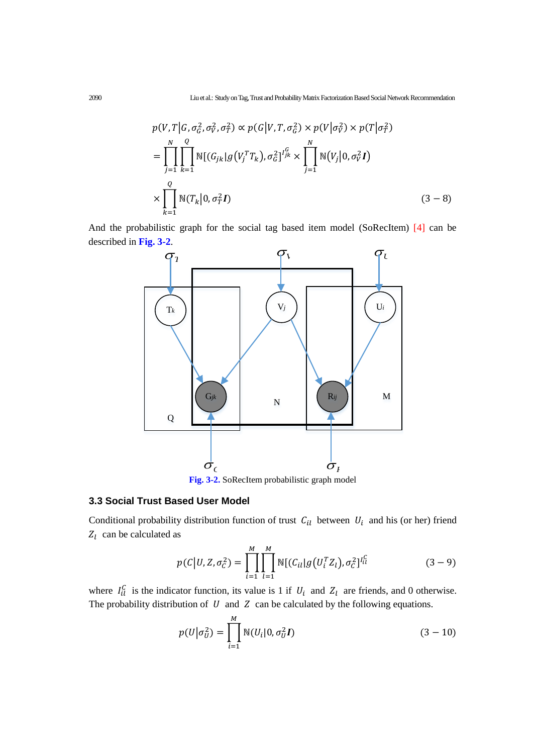$$p(V,T|G,\sigma_G^2,\sigma_V^2,\sigma_T^2) \propto p(G|V,T,\sigma_G^2) \times p(V|\sigma_V^2) \times p(T|\sigma_T^2)$$

$$= \prod_{j=1}^{N}\prod_{k=1}^{Q} \mathbb{N}[(G_{jk}|g(V_j^T T_k),\sigma_G^2]^{I_{jk}^G} \times \prod_{j=1}^{N} \mathbb{N}(V_j|0,\sigma_V^2 \boldsymbol{I})$$

$$\times \prod_{k=1}^{Q} \mathbb{N}(T_k|0,\sigma_T^2 \boldsymbol{I}) \qquad (3-8)$$

And the probabilistic graph for the social tag based item model (SoRecItem) [4] can be described in **Fig. 3-2**.

**Fig. 3-2.** SoRecItem probabilistic graph model

### 3.3 Social Trust Based User Model

Conditional probability distribution function of trust $C_{il}$ between $U_i$ and his (or her) friend $Z_l$ can be calculated as

$$p(C|U,Z,\sigma_C^2) = \prod_{i=1}^{M}\prod_{l=1}^{M} \mathbb{N}[(C_{il}|g(U_i^T Z_l),\sigma_C^2]^{I_{il}^C} \qquad (3-9)$$

where $I_{il}^C$ is the indicator function, its value is 1 if $U_i$ and $Z_l$ are friends, and 0 otherwise. The probability distribution of $U$ and $Z$ can be calculated by the following equations.

$$p(U|\sigma_U^2) = \prod_{i=1}^{M} \mathbb{N}(U_i|0,\sigma_U^2 \boldsymbol{I}) \qquad (3-10)$$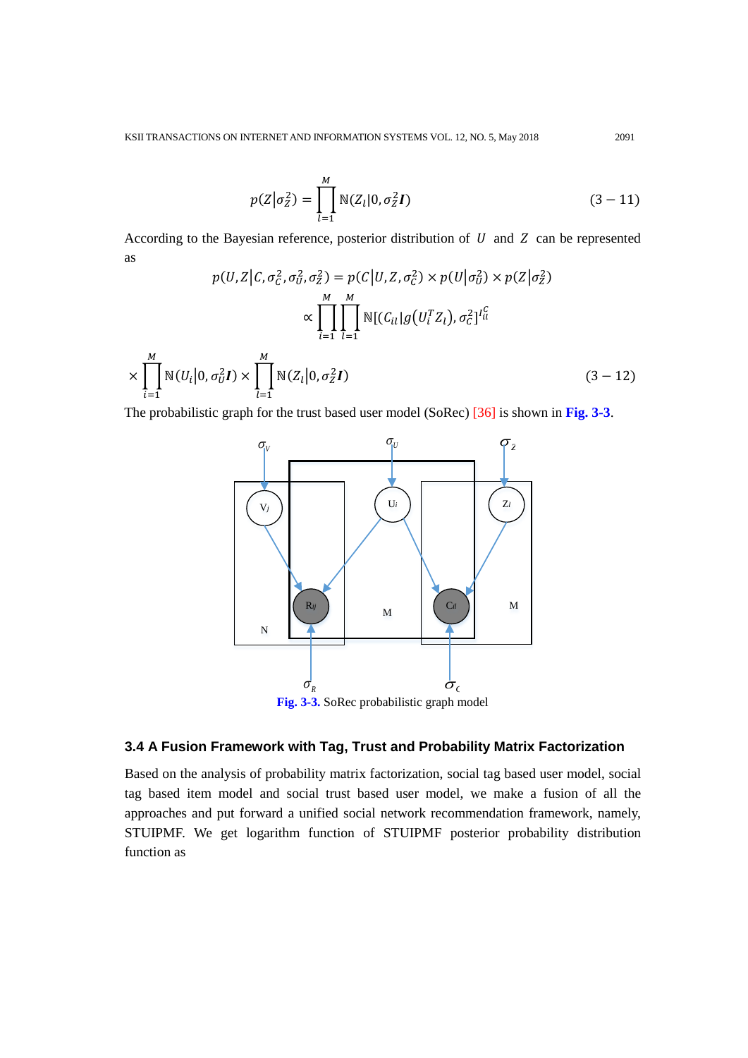$$p(Z|\sigma_Z^2) = \prod_{l=1}^{M} \mathbb{N}(Z_l|0, \sigma_Z^2 \boldsymbol{I}) \tag{3-11}$$

According to the Bayesian reference, posterior distribution of $U$ and $Z$ can be represented as

$$p(U, Z|C, \sigma_C^2, \sigma_U^2, \sigma_Z^2) = p(C|U, Z, \sigma_C^2) \times p(U|\sigma_U^2) \times p(Z|\sigma_Z^2)$$

$$\propto \prod_{i=1}^{M} \prod_{l=1}^{M} \mathbb{N}[(C_{il}|g(U_i^T Z_l), \sigma_C^2]^{I_{il}^C}$$

$$\times \prod_{i=1}^{M} \mathbb{N}(U_i|0, \sigma_U^2 \boldsymbol{I}) \times \prod_{l=1}^{M} \mathbb{N}(Z_l|0, \sigma_Z^2 \boldsymbol{I}) \tag{3-12}$$

The probabilistic graph for the trust based user model (SoRec) [36] is shown in **Fig. 3-3**.

**Fig. 3-3.** SoRec probabilistic graph model

### 3.4 A Fusion Framework with Tag, Trust and Probability Matrix Factorization

Based on the analysis of probability matrix factorization, social tag based user model, social tag based item model and social trust based user model, we make a fusion of all the approaches and put forward a unified social network recommendation framework, namely, STUIPMF. We get logarithm function of STUIPMF posterior probability distribution function as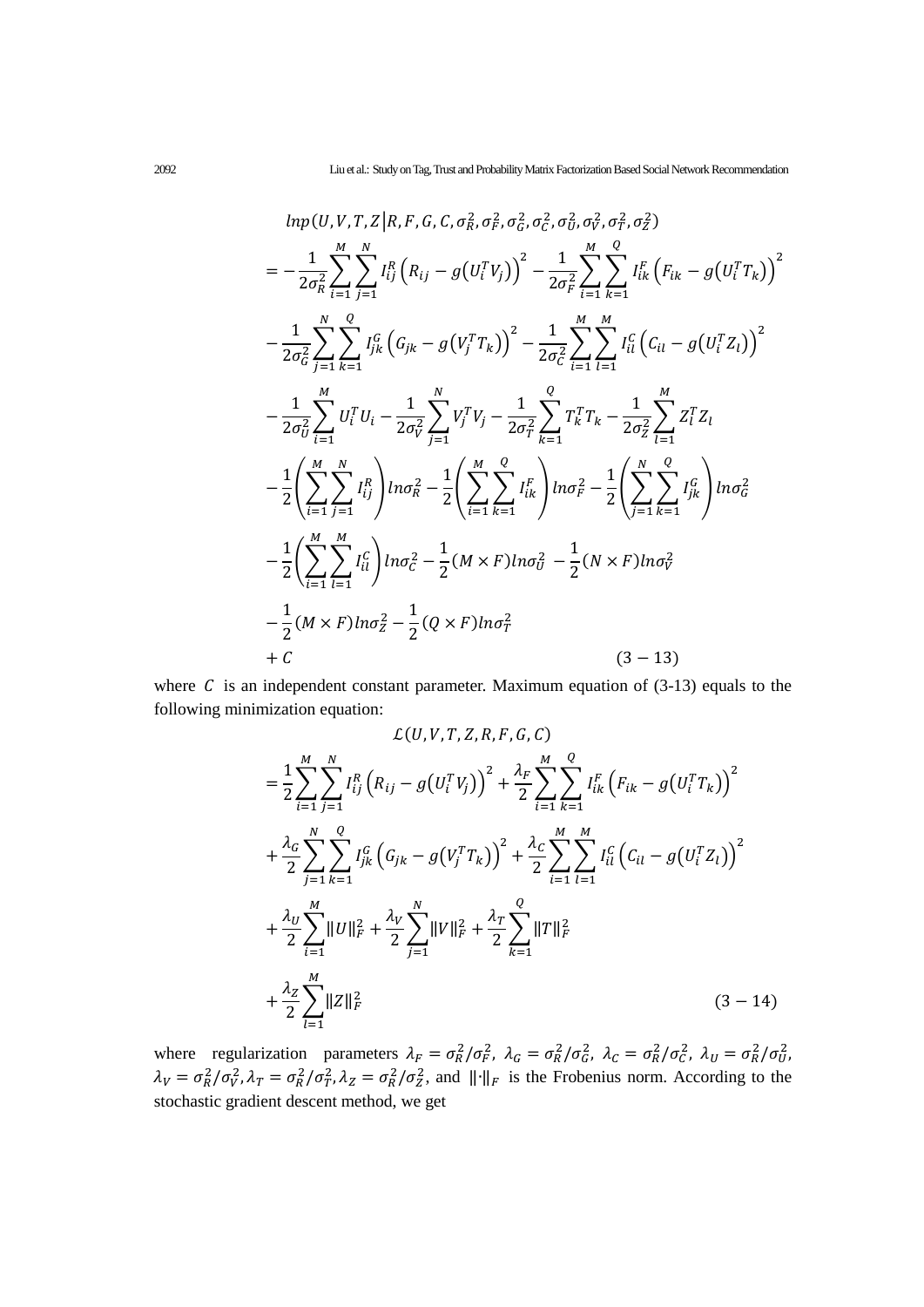$$
\begin{aligned}
& lnp\left(U,V,T,Z \middle| R,F,G,C,\sigma_R^2,\sigma_F^2,\sigma_G^2,\sigma_C^2,\sigma_U^2,\sigma_V^2,\sigma_T^2,\sigma_Z^2\right) \\
&= -\frac{1}{2\sigma_R^2}\sum_{i=1}^{M}\sum_{j=1}^{N} I_{ij}^R\left(R_{ij}-g\left(U_i^T V_j\right)\right)^2 - \frac{1}{2\sigma_F^2}\sum_{i=1}^{M}\sum_{k=1}^{Q} I_{ik}^F\left(F_{ik}-g\left(U_i^T T_k\right)\right)^2 \\
&- \frac{1}{2\sigma_G^2}\sum_{j=1}^{N}\sum_{k=1}^{Q} I_{jk}^G\left(G_{jk}-g\left(V_j^T T_k\right)\right)^2 - \frac{1}{2\sigma_C^2}\sum_{i=1}^{M}\sum_{l=1}^{M} I_{il}^C\left(C_{il}-g\left(U_i^T Z_l\right)\right)^2 \\
&- \frac{1}{2\sigma_U^2}\sum_{i=1}^{M} U_i^T U_i - \frac{1}{2\sigma_V^2}\sum_{j=1}^{N} V_j^T V_j - \frac{1}{2\sigma_T^2}\sum_{k=1}^{Q} T_k^T T_k - \frac{1}{2\sigma_Z^2}\sum_{l=1}^{M} Z_l^T Z_l \\
&- \frac{1}{2}\left(\sum_{i=1}^{M}\sum_{j=1}^{N} I_{ij}^R\right) ln\sigma_R^2 - \frac{1}{2}\left(\sum_{i=1}^{M}\sum_{k=1}^{Q} I_{ik}^F\right) ln\sigma_F^2 - \frac{1}{2}\left(\sum_{j=1}^{N}\sum_{k=1}^{Q} I_{jk}^G\right) ln\sigma_G^2 \\
&- \frac{1}{2}\left(\sum_{i=1}^{M}\sum_{l=1}^{M} I_{il}^C\right) ln\sigma_C^2 - \frac{1}{2}(M\times F) ln\sigma_U^2 - \frac{1}{2}(N\times F) ln\sigma_V^2 \\
&- \frac{1}{2}(M\times F) ln\sigma_Z^2 - \frac{1}{2}(Q\times F) ln\sigma_T^2 \\
&+ C \qquad (3-13)
\end{aligned}
$$

where $C$ is an independent constant parameter. Maximum equation of (3-13) equals to the following minimization equation:

$$
\begin{aligned}
& \mathcal{L}(U,V,T,Z,R,F,G,C) \\
&= \frac{1}{2}\sum_{i=1}^{M}\sum_{j=1}^{N} I_{ij}^R\left(R_{ij}-g\left(U_i^T V_j\right)\right)^2 + \frac{\lambda_F}{2}\sum_{i=1}^{M}\sum_{k=1}^{Q} I_{ik}^F\left(F_{ik}-g\left(U_i^T T_k\right)\right)^2 \\
&+ \frac{\lambda_G}{2}\sum_{j=1}^{N}\sum_{k=1}^{Q} I_{jk}^G\left(G_{jk}-g\left(V_j^T T_k\right)\right)^2 + \frac{\lambda_C}{2}\sum_{i=1}^{M}\sum_{l=1}^{M} I_{il}^C\left(C_{il}-g\left(U_i^T Z_l\right)\right)^2 \\
&+ \frac{\lambda_U}{2}\sum_{i=1}^{M}\|U\|_F^2 + \frac{\lambda_V}{2}\sum_{j=1}^{N}\|V\|_F^2 + \frac{\lambda_T}{2}\sum_{k=1}^{Q}\|T\|_F^2 \\
&+ \frac{\lambda_Z}{2}\sum_{l=1}^{M}\|Z\|_F^2 \qquad (3-14)
\end{aligned}
$$

where regularization parameters $\lambda_F = \sigma_R^2/\sigma_F^2$, $\lambda_G = \sigma_R^2/\sigma_G^2$, $\lambda_C = \sigma_R^2/\sigma_C^2$, $\lambda_U = \sigma_R^2/\sigma_U^2$, $\lambda_V = \sigma_R^2/\sigma_V^2$, $\lambda_T = \sigma_R^2/\sigma_T^2$, $\lambda_Z = \sigma_R^2/\sigma_Z^2$, and $\|\cdot\|_F$ is the Frobenius norm. According to the stochastic gradient descent method, we get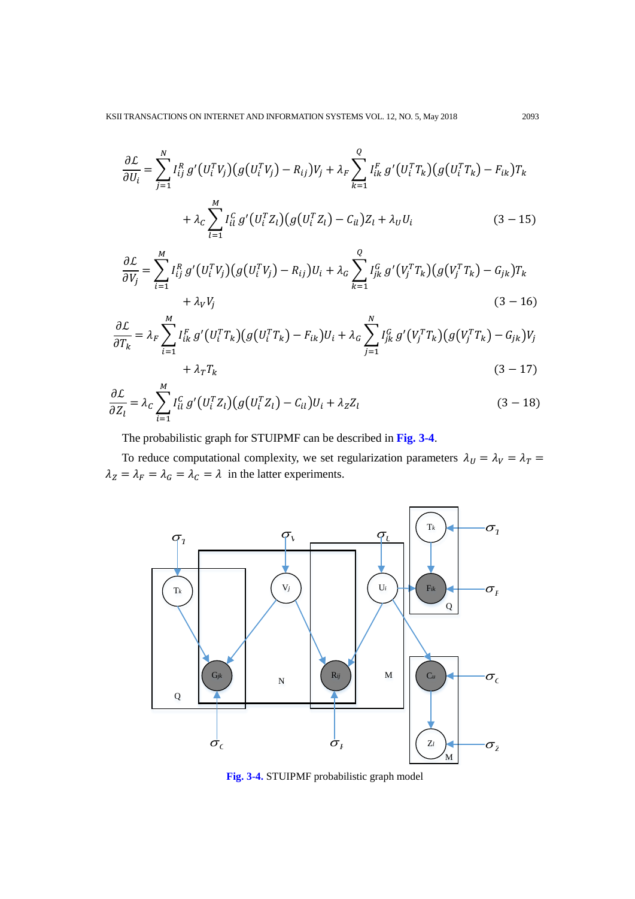$$\frac{\partial \mathcal{L}}{\partial U_i} = \sum_{j=1}^{N} I_{ij}^{R}\, g'\left(U_i^T V_j\right)\left(g\left(U_i^T V_j\right) - R_{ij}\right)V_j + \lambda_F \sum_{k=1}^{Q} I_{ik}^{F}\, g'\left(U_i^T T_k\right)\left(g\left(U_i^T T_k\right) - F_{ik}\right)T_k$$
$$+ \lambda_C \sum_{l=1}^{M} I_{il}^{C}\, g'\left(U_i^T Z_l\right)\left(g\left(U_i^T Z_l\right) - C_{il}\right)Z_l + \lambda_U U_i \qquad (3-15)$$

$$\frac{\partial \mathcal{L}}{\partial V_j} = \sum_{i=1}^{M} I_{ij}^{R}\, g'\left(U_i^T V_j\right)\left(g\left(U_i^T V_j\right) - R_{ij}\right)U_i + \lambda_G \sum_{k=1}^{Q} I_{jk}^{G}\, g'\left(V_j^T T_k\right)\left(g\left(V_j^T T_k\right) - G_{jk}\right)T_k$$
$$+ \lambda_V V_j \qquad (3-16)$$

$$\frac{\partial \mathcal{L}}{\partial T_k} = \lambda_F \sum_{i=1}^{M} I_{ik}^{F}\, g'\left(U_i^T T_k\right)\left(g\left(U_i^T T_k\right) - F_{ik}\right)U_i + \lambda_G \sum_{j=1}^{N} I_{jk}^{G}\, g'\left(V_j^T T_k\right)\left(g\left(V_j^T T_k\right) - G_{jk}\right)V_j$$
$$+ \lambda_T T_k \qquad (3-17)$$

$$\frac{\partial \mathcal{L}}{\partial Z_l} = \lambda_C \sum_{i=1}^{M} I_{il}^{C}\, g'\left(U_i^T Z_l\right)\left(g\left(U_i^T Z_l\right) - C_{il}\right)U_i + \lambda_Z Z_l \qquad (3-18)$$

The probabilistic graph for STUIPMF can be described in **Fig. 3-4**.

To reduce computational complexity, we set regularization parameters $\lambda_U = \lambda_V = \lambda_T = \lambda_Z = \lambda_F = \lambda_G = \lambda_C = \lambda$ in the latter experiments.

**Fig. 3-4.** STUIPMF probabilistic graph model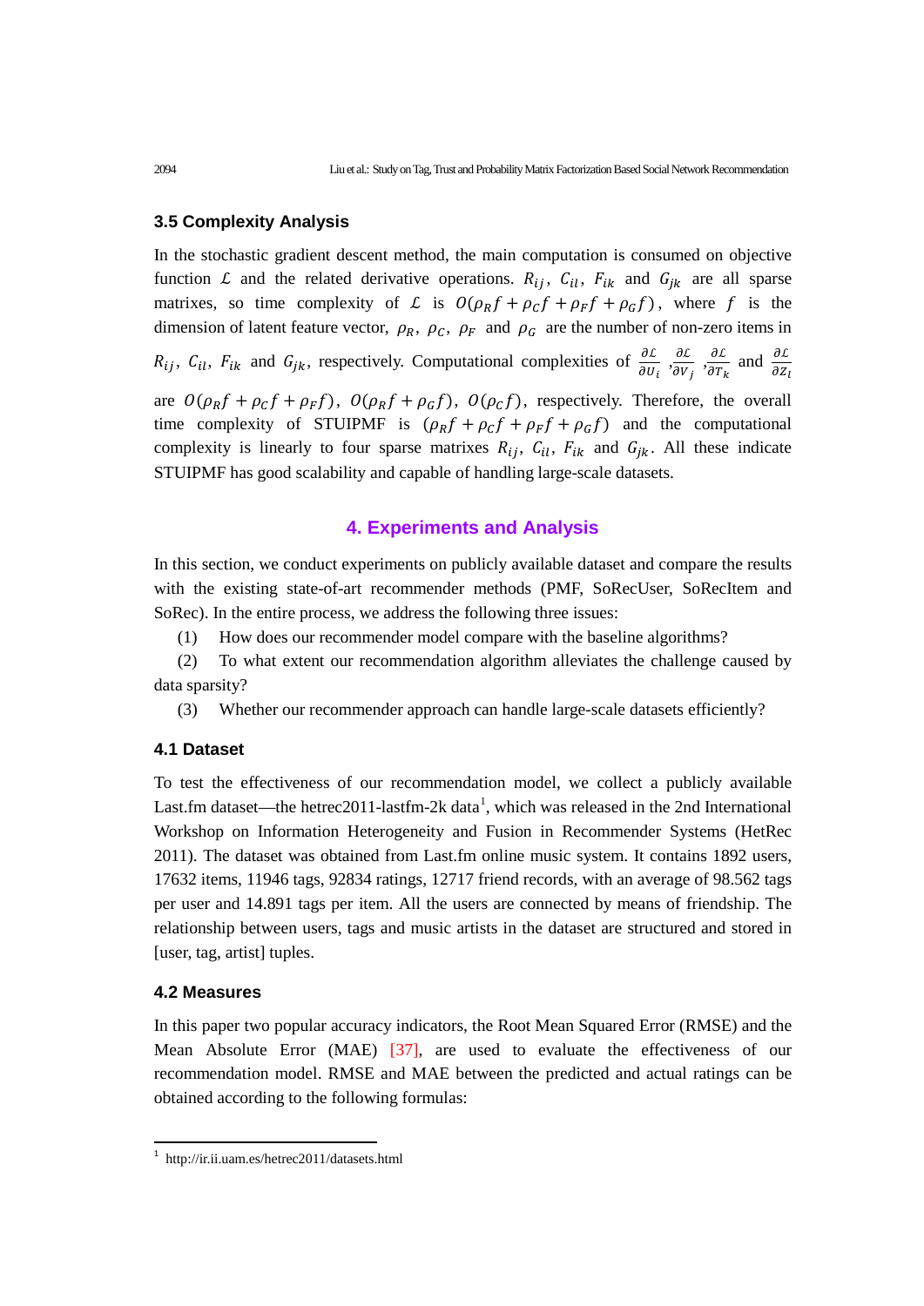### 3.5 Complexity Analysis

In the stochastic gradient descent method, the main computation is consumed on objective function $\mathcal{L}$ and the related derivative operations. $R_{ij}$, $C_{il}$, $F_{ik}$ and $G_{jk}$ are all sparse matrixes, so time complexity of $\mathcal{L}$ is $O(\rho_R f + \rho_C f + \rho_F f + \rho_G f)$, where $f$ is the dimension of latent feature vector, $\rho_R$, $\rho_C$, $\rho_F$ and $\rho_G$ are the number of non-zero items in $R_{ij}$, $C_{il}$, $F_{ik}$ and $G_{jk}$, respectively. Computational complexities of $\frac{\partial \mathcal{L}}{\partial U_i}$ ,$\frac{\partial \mathcal{L}}{\partial V_j}$ ,$\frac{\partial \mathcal{L}}{\partial T_k}$ and $\frac{\partial \mathcal{L}}{\partial Z_l}$ are $O(\rho_R f + \rho_C f + \rho_F f)$, $O(\rho_R f + \rho_G f)$, $O(\rho_C f)$, respectively. Therefore, the overall time complexity of STUIPMF is $(\rho_R f + \rho_C f + \rho_F f + \rho_G f)$ and the computational complexity is linearly to four sparse matrixes $R_{ij}$, $C_{il}$, $F_{ik}$ and $G_{jk}$. All these indicate STUIPMF has good scalability and capable of handling large-scale datasets.

## 4. Experiments and Analysis

In this section, we conduct experiments on publicly available dataset and compare the results with the existing state-of-art recommender methods (PMF, SoRecUser, SoRecItem and SoRec). In the entire process, we address the following three issues:

(1) How does our recommender model compare with the baseline algorithms?

(2) To what extent our recommendation algorithm alleviates the challenge caused by data sparsity?

(3) Whether our recommender approach can handle large-scale datasets efficiently?

### 4.1 Dataset

To test the effectiveness of our recommendation model, we collect a publicly available Last.fm dataset—the hetrec2011-lastfm-2k data[1], which was released in the 2nd International Workshop on Information Heterogeneity and Fusion in Recommender Systems (HetRec 2011). The dataset was obtained from Last.fm online music system. It contains 1892 users, 17632 items, 11946 tags, 92834 ratings, 12717 friend records, with an average of 98.562 tags per user and 14.891 tags per item. All the users are connected by means of friendship. The relationship between users, tags and music artists in the dataset are structured and stored in [user, tag, artist] tuples.

### 4.2 Measures

In this paper two popular accuracy indicators, the Root Mean Squared Error (RMSE) and the Mean Absolute Error (MAE) [37], are used to evaluate the effectiveness of our recommendation model. RMSE and MAE between the predicted and actual ratings can be obtained according to the following formulas:

[1] http://ir.ii.uam.es/hetrec2011/datasets.html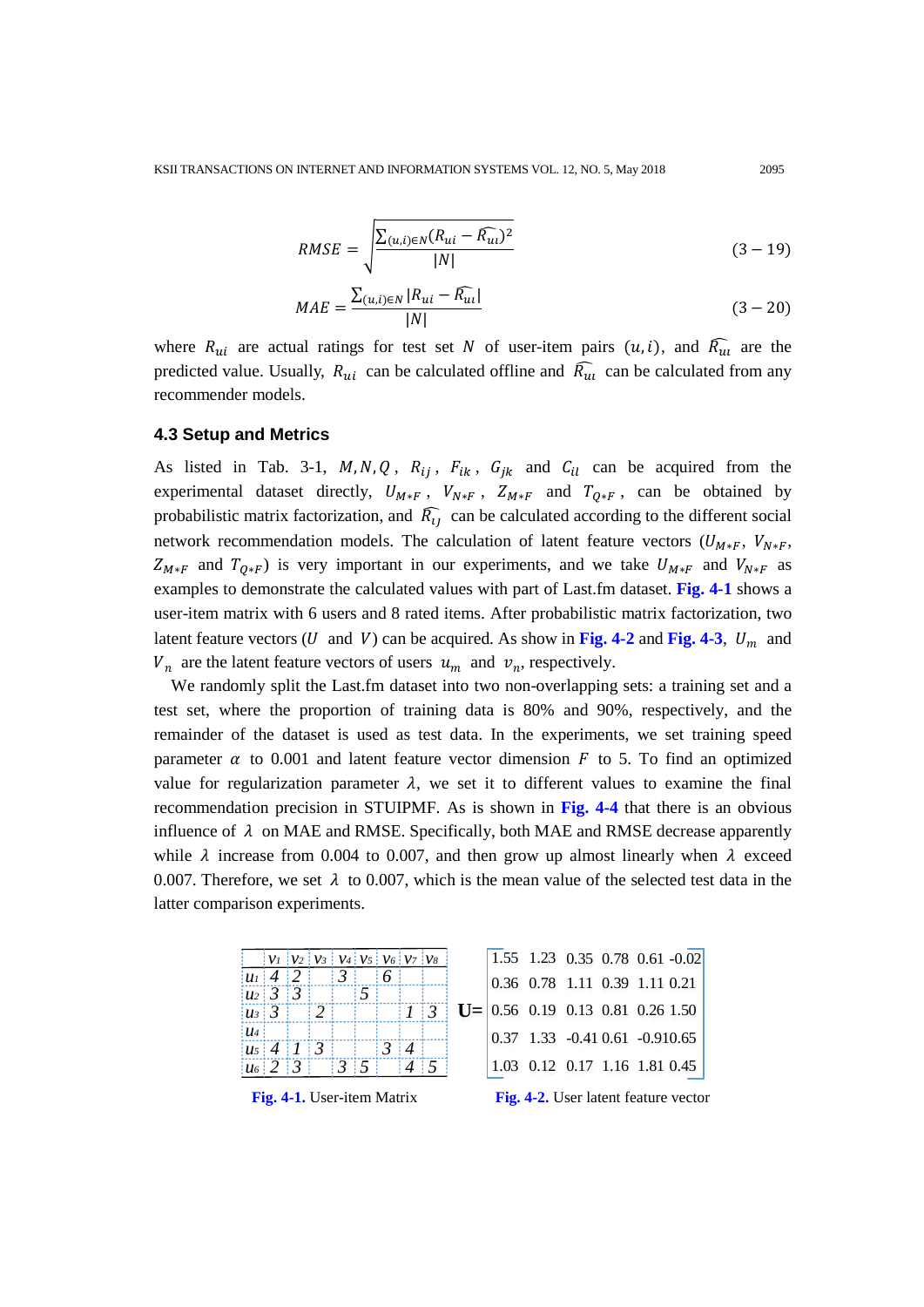$$RMSE = \sqrt{\frac{\sum_{(u,i)\in N}(R_{ui} - \widehat{R_{ui}})^2}{|N|}} \tag{3-19}$$

$$MAE = \frac{\sum_{(u,i)\in N}|R_{ui} - \widehat{R_{ui}}|}{|N|} \tag{3-20}$$

where $R_{ui}$ are actual ratings for test set $N$ of user-item pairs $(u,i)$, and $\widehat{R_{ui}}$ are the predicted value. Usually, $R_{ui}$ can be calculated offline and $\widehat{R_{ui}}$ can be calculated from any recommender models.

### 4.3 Setup and Metrics

As listed in Tab. 3-1, $M, N, Q$, $R_{ij}$, $F_{ik}$, $G_{jk}$ and $C_{il}$ can be acquired from the experimental dataset directly, $U_{M*F}$, $V_{N*F}$, $Z_{M*F}$ and $T_{Q*F}$, can be obtained by probabilistic matrix factorization, and $\widehat{R_{ij}}$ can be calculated according to the different social network recommendation models. The calculation of latent feature vectors ($U_{M*F}$, $V_{N*F}$, $Z_{M*F}$ and $T_{Q*F}$) is very important in our experiments, and we take $U_{M*F}$ and $V_{N*F}$ as examples to demonstrate the calculated values with part of Last.fm dataset. **Fig. 4-1** shows a user-item matrix with 6 users and 8 rated items. After probabilistic matrix factorization, two latent feature vectors ($U$ and $V$) can be acquired. As show in **Fig. 4-2** and **Fig. 4-3**, $U_m$ and $V_n$ are the latent feature vectors of users $u_m$ and $v_n$, respectively.

We randomly split the Last.fm dataset into two non-overlapping sets: a training set and a test set, where the proportion of training data is 80% and 90%, respectively, and the remainder of the dataset is used as test data. In the experiments, we set training speed parameter $\alpha$ to 0.001 and latent feature vector dimension $F$ to 5. To find an optimized value for regularization parameter $\lambda$, we set it to different values to examine the final recommendation precision in STUIPMF. As is shown in **Fig. 4-4** that there is an obvious influence of $\lambda$ on MAE and RMSE. Specifically, both MAE and RMSE decrease apparently while $\lambda$ increase from 0.004 to 0.007, and then grow up almost linearly when $\lambda$ exceed 0.007. Therefore, we set $\lambda$ to 0.007, which is the mean value of the selected test data in the latter comparison experiments.

| | $v_1$ | $v_2$ | $v_3$ | $v_4$ | $v_5$ | $v_6$ | $v_7$ | $v_8$ |
|---|---|---|---|---|---|---|---|---|
| $u_1$ | 4 | 2 | | 3 | | 6 | | |
| $u_2$ | 3 | 3 | | | 5 | | | |
| $u_3$ | 3 | | 2 | | | | 1 | 3 |
| $u_4$ | | | | | | | | |
| $u_5$ | 4 | 1 | 3 | | | 3 | 4 | |
| $u_6$ | 2 | 3 | | 3 | 5 | | 4 | 5 |

**Fig. 4-1.** User-item Matrix

$$\mathbf{U}=\begin{bmatrix} 1.55 & 1.23 & 0.35 & 0.78 & 0.61 & -0.02 \\ 0.36 & 0.78 & 1.11 & 0.39 & 1.11 & 0.21 \\ 0.56 & 0.19 & 0.13 & 0.81 & 0.26 & 1.50 \\ 0.37 & 1.33 & -0.41 & 0.61 & -0.91 & 0.65 \\ 1.03 & 0.12 & 0.17 & 1.16 & 1.81 & 0.45 \end{bmatrix}$$

**Fig. 4-2.** User latent feature vector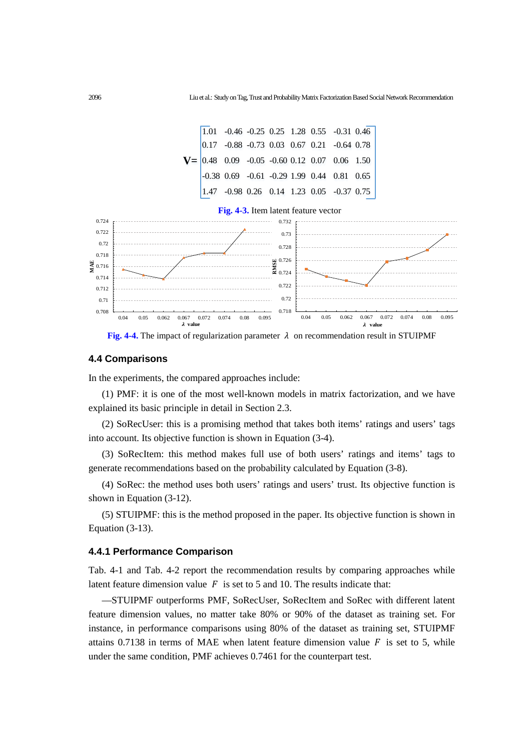$$
\mathbf{V}=\begin{bmatrix} 1.01 & -0.46 & -0.25 & 0.25 & 1.28 & 0.55 & -0.31 & 0.46 \\ 0.17 & -0.88 & -0.73 & 0.03 & 0.67 & 0.21 & -0.64 & 0.78 \\ 0.48 & 0.09 & -0.05 & -0.60 & 0.12 & 0.07 & 0.06 & 1.50 \\ -0.38 & 0.69 & -0.61 & -0.29 & 1.99 & 0.44 & 0.81 & 0.65 \\ 1.47 & -0.98 & 0.26 & 0.14 & 1.23 & 0.05 & -0.37 & 0.75 \end{bmatrix}
$$

**Fig. 4-3.** Item latent feature vector

**Fig. 4-4.** The impact of regularization parameter $\lambda$ on recommendation result in STUIPMF

### 4.4 Comparisons

In the experiments, the compared approaches include:

(1) PMF: it is one of the most well-known models in matrix factorization, and we have explained its basic principle in detail in Section 2.3.

(2) SoRecUser: this is a promising method that takes both items' ratings and users' tags into account. Its objective function is shown in Equation (3-4).

(3) SoRecItem: this method makes full use of both users' ratings and items' tags to generate recommendations based on the probability calculated by Equation (3-8).

(4) SoRec: the method uses both users' ratings and users' trust. Its objective function is shown in Equation (3-12).

(5) STUIPMF: this is the method proposed in the paper. Its objective function is shown in Equation (3-13).

#### 4.4.1 Performance Comparison

Tab. 4-1 and Tab. 4-2 report the recommendation results by comparing approaches while latent feature dimension value $F$ is set to 5 and 10. The results indicate that:

—STUIPMF outperforms PMF, SoRecUser, SoRecItem and SoRec with different latent feature dimension values, no matter take 80% or 90% of the dataset as training set. For instance, in performance comparisons using 80% of the dataset as training set, STUIPMF attains 0.7138 in terms of MAE when latent feature dimension value $F$ is set to 5, while under the same condition, PMF achieves 0.7461 for the counterpart test.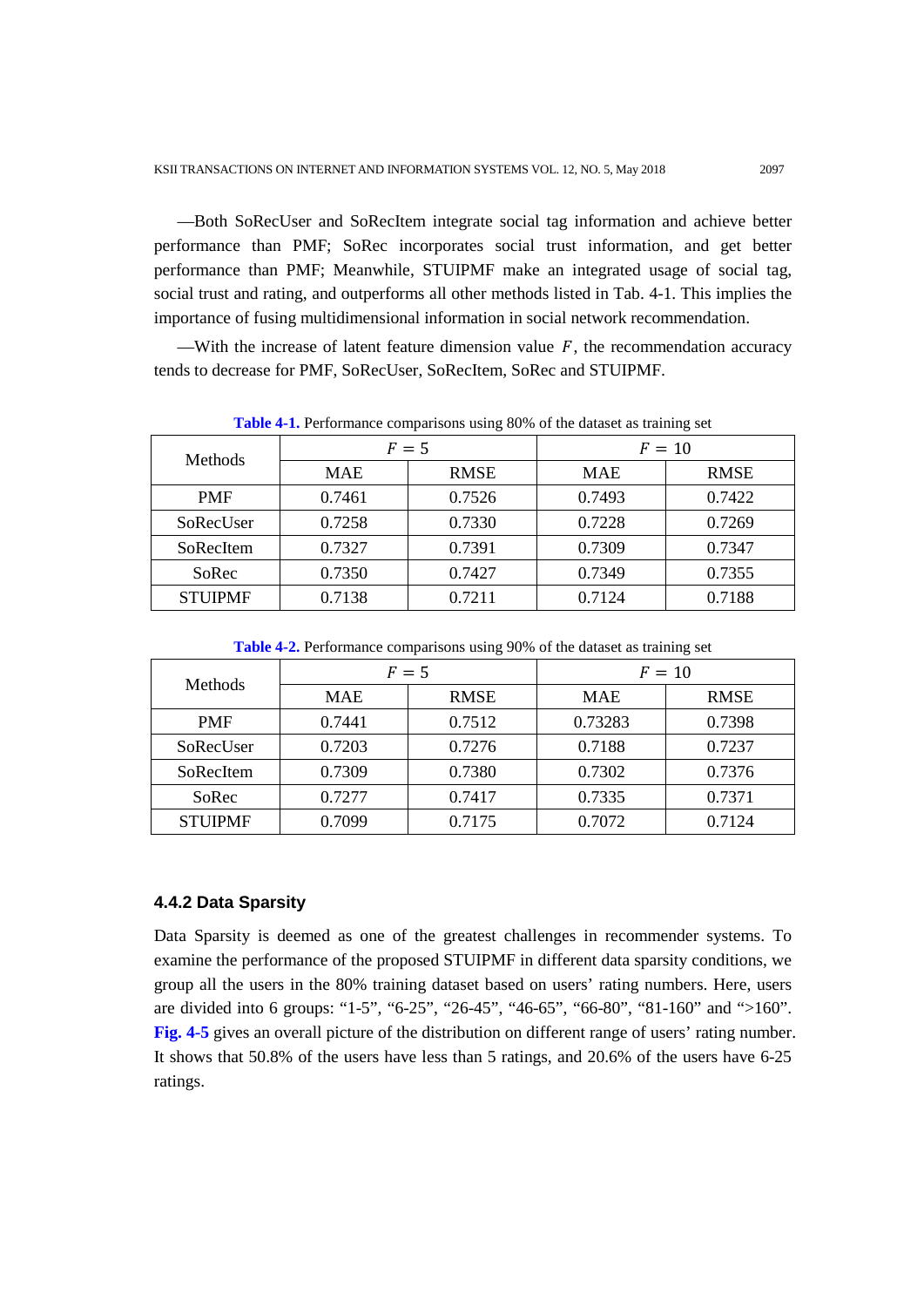—Both SoRecUser and SoRecItem integrate social tag information and achieve better performance than PMF; SoRec incorporates social trust information, and get better performance than PMF; Meanwhile, STUIPMF make an integrated usage of social tag, social trust and rating, and outperforms all other methods listed in Tab. 4-1. This implies the importance of fusing multidimensional information in social network recommendation.

—With the increase of latent feature dimension value $F$, the recommendation accuracy tends to decrease for PMF, SoRecUser, SoRecItem, SoRec and STUIPMF.

**Table 4-1.** Performance comparisons using 80% of the dataset as training set

| Methods | $F = 5$ | | $F = 10$ | |
|---|---|---|---|---|
| | MAE | RMSE | MAE | RMSE |
| PMF | 0.7461 | 0.7526 | 0.7493 | 0.7422 |
| SoRecUser | 0.7258 | 0.7330 | 0.7228 | 0.7269 |
| SoRecItem | 0.7327 | 0.7391 | 0.7309 | 0.7347 |
| SoRec | 0.7350 | 0.7427 | 0.7349 | 0.7355 |
| STUIPMF | 0.7138 | 0.7211 | 0.7124 | 0.7188 |

**Table 4-2.** Performance comparisons using 90% of the dataset as training set

| Methods | $F = 5$ | | $F = 10$ | |
|---|---|---|---|---|
| | MAE | RMSE | MAE | RMSE |
| PMF | 0.7441 | 0.7512 | 0.73283 | 0.7398 |
| SoRecUser | 0.7203 | 0.7276 | 0.7188 | 0.7237 |
| SoRecItem | 0.7309 | 0.7380 | 0.7302 | 0.7376 |
| SoRec | 0.7277 | 0.7417 | 0.7335 | 0.7371 |
| STUIPMF | 0.7099 | 0.7175 | 0.7072 | 0.7124 |

#### 4.4.2 Data Sparsity

Data Sparsity is deemed as one of the greatest challenges in recommender systems. To examine the performance of the proposed STUIPMF in different data sparsity conditions, we group all the users in the 80% training dataset based on users' rating numbers. Here, users are divided into 6 groups: "1-5", "6-25", "26-45", "46-65", "66-80", "81-160" and ">160". **Fig. 4-5** gives an overall picture of the distribution on different range of users' rating number. It shows that 50.8% of the users have less than 5 ratings, and 20.6% of the users have 6-25 ratings.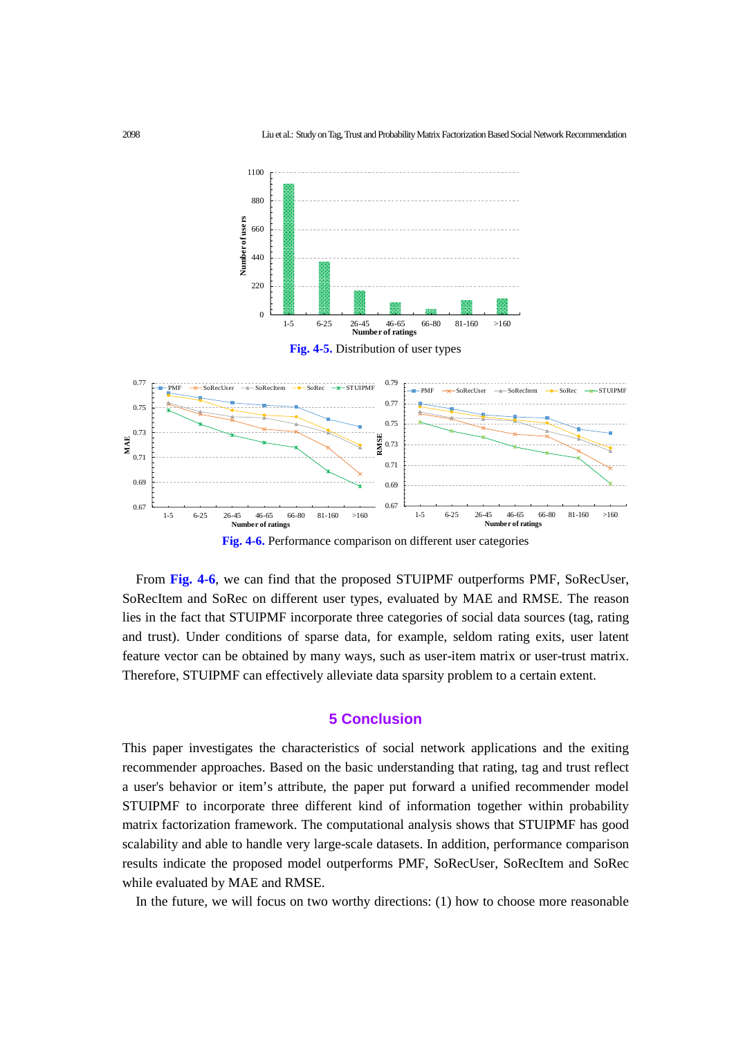Fig. 4-5. Distribution of user types

Fig. 4-6. Performance comparison on different user categories

From Fig. 4-6, we can find that the proposed STUIPMF outperforms PMF, SoRecUser, SoRecItem and SoRec on different user types, evaluated by MAE and RMSE. The reason lies in the fact that STUIPMF incorporate three categories of social data sources (tag, rating and trust). Under conditions of sparse data, for example, seldom rating exits, user latent feature vector can be obtained by many ways, such as user-item matrix or user-trust matrix. Therefore, STUIPMF can effectively alleviate data sparsity problem to a certain extent.

## 5 Conclusion

This paper investigates the characteristics of social network applications and the exiting recommender approaches. Based on the basic understanding that rating, tag and trust reflect a user's behavior or item's attribute, the paper put forward a unified recommender model STUIPMF to incorporate three different kind of information together within probability matrix factorization framework. The computational analysis shows that STUIPMF has good scalability and able to handle very large-scale datasets. In addition, performance comparison results indicate the proposed model outperforms PMF, SoRecUser, SoRecItem and SoRec while evaluated by MAE and RMSE.

In the future, we will focus on two worthy directions: (1) how to choose more reasonable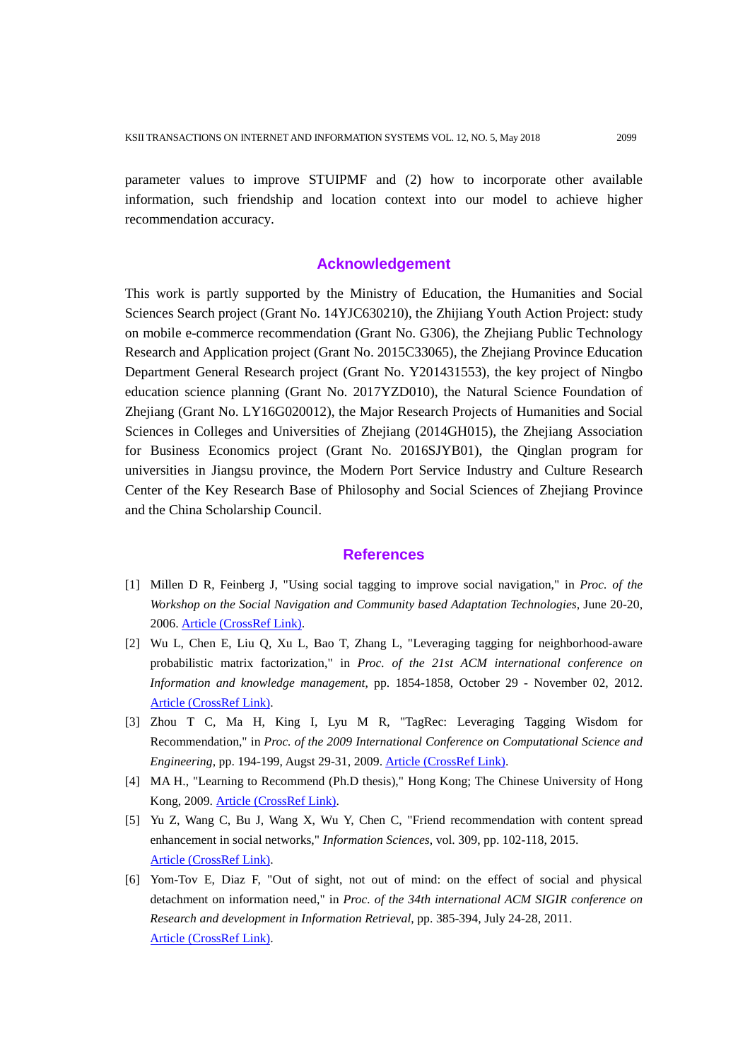parameter values to improve STUIPMF and (2) how to incorporate other available information, such friendship and location context into our model to achieve higher recommendation accuracy.

## Acknowledgement

This work is partly supported by the Ministry of Education, the Humanities and Social Sciences Search project (Grant No. 14YJC630210), the Zhijiang Youth Action Project: study on mobile e-commerce recommendation (Grant No. G306), the Zhejiang Public Technology Research and Application project (Grant No. 2015C33065), the Zhejiang Province Education Department General Research project (Grant No. Y201431553), the key project of Ningbo education science planning (Grant No. 2017YZD010), the Natural Science Foundation of Zhejiang (Grant No. LY16G020012), the Major Research Projects of Humanities and Social Sciences in Colleges and Universities of Zhejiang (2014GH015), the Zhejiang Association for Business Economics project (Grant No. 2016SJYB01), the Qinglan program for universities in Jiangsu province, the Modern Port Service Industry and Culture Research Center of the Key Research Base of Philosophy and Social Sciences of Zhejiang Province and the China Scholarship Council.

## References

[1] Millen D R, Feinberg J, "Using social tagging to improve social navigation," in *Proc. of the Workshop on the Social Navigation and Community based Adaptation Technologies*, June 20-20, 2006. Article (CrossRef Link).

[2] Wu L, Chen E, Liu Q, Xu L, Bao T, Zhang L, "Leveraging tagging for neighborhood-aware probabilistic matrix factorization," in *Proc. of the 21st ACM international conference on Information and knowledge management*, pp. 1854-1858, October 29 - November 02, 2012. Article (CrossRef Link).

[3] Zhou T C, Ma H, King I, Lyu M R, "TagRec: Leveraging Tagging Wisdom for Recommendation," in *Proc. of the 2009 International Conference on Computational Science and Engineering*, pp. 194-199, Augst 29-31, 2009. Article (CrossRef Link).

[4] MA H., "Learning to Recommend (Ph.D thesis)," Hong Kong; The Chinese University of Hong Kong, 2009. Article (CrossRef Link).

[5] Yu Z, Wang C, Bu J, Wang X, Wu Y, Chen C, "Friend recommendation with content spread enhancement in social networks," *Information Sciences*, vol. 309, pp. 102-118, 2015. Article (CrossRef Link).

[6] Yom-Tov E, Diaz F, "Out of sight, not out of mind: on the effect of social and physical detachment on information need," in *Proc. of the 34th international ACM SIGIR conference on Research and development in Information Retrieval*, pp. 385-394, July 24-28, 2011. Article (CrossRef Link).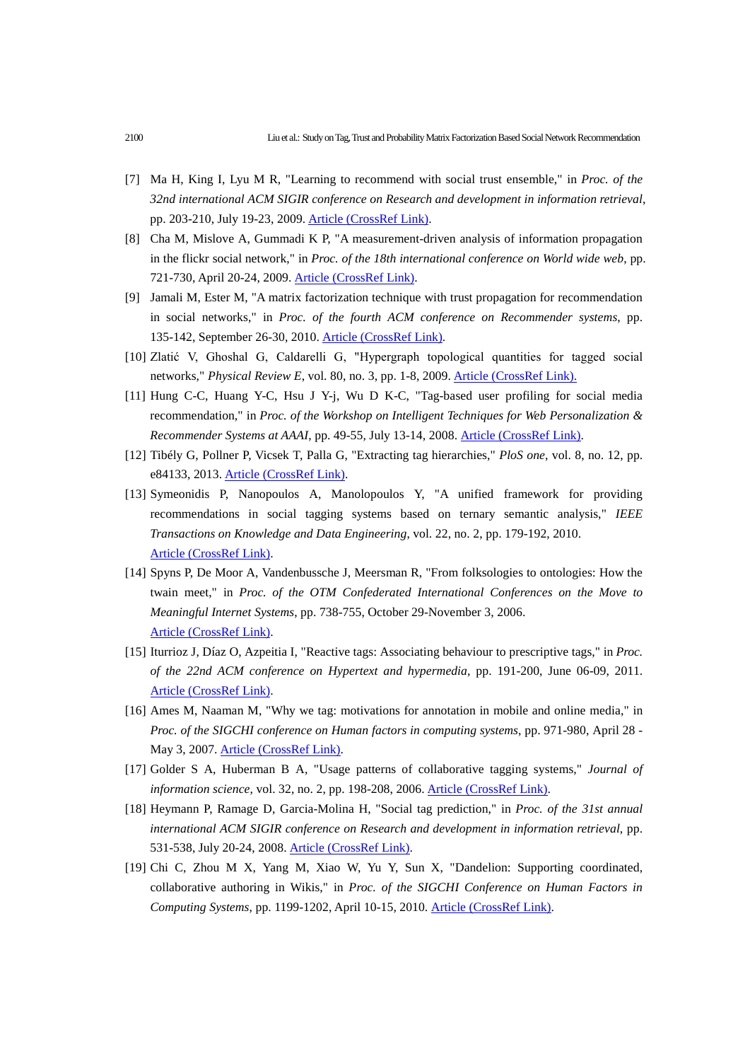[7] Ma H, King I, Lyu M R, "Learning to recommend with social trust ensemble," in *Proc. of the 32nd international ACM SIGIR conference on Research and development in information retrieval*, pp. 203-210, July 19-23, 2009. Article (CrossRef Link).

[8] Cha M, Mislove A, Gummadi K P, "A measurement-driven analysis of information propagation in the flickr social network," in *Proc. of the 18th international conference on World wide web*, pp. 721-730, April 20-24, 2009. Article (CrossRef Link).

[9] Jamali M, Ester M, "A matrix factorization technique with trust propagation for recommendation in social networks," in *Proc. of the fourth ACM conference on Recommender systems*, pp. 135-142, September 26-30, 2010. Article (CrossRef Link).

[10] Zlatić V, Ghoshal G, Caldarelli G, "Hypergraph topological quantities for tagged social networks," *Physical Review E*, vol. 80, no. 3, pp. 1-8, 2009. Article (CrossRef Link).

[11] Hung C-C, Huang Y-C, Hsu J Y-j, Wu D K-C, "Tag-based user profiling for social media recommendation," in *Proc. of the Workshop on Intelligent Techniques for Web Personalization & Recommender Systems at AAAI*, pp. 49-55, July 13-14, 2008. Article (CrossRef Link).

[12] Tibély G, Pollner P, Vicsek T, Palla G, "Extracting tag hierarchies," *PloS one*, vol. 8, no. 12, pp. e84133, 2013. Article (CrossRef Link).

[13] Symeonidis P, Nanopoulos A, Manolopoulos Y, "A unified framework for providing recommendations in social tagging systems based on ternary semantic analysis," *IEEE Transactions on Knowledge and Data Engineering*, vol. 22, no. 2, pp. 179-192, 2010. Article (CrossRef Link).

[14] Spyns P, De Moor A, Vandenbussche J, Meersman R, "From folksologies to ontologies: How the twain meet," in *Proc. of the OTM Confederated International Conferences on the Move to Meaningful Internet Systems*, pp. 738-755, October 29-November 3, 2006. Article (CrossRef Link).

[15] Iturrioz J, Díaz O, Azpeitia I, "Reactive tags: Associating behaviour to prescriptive tags," in *Proc. of the 22nd ACM conference on Hypertext and hypermedia*, pp. 191-200, June 06-09, 2011. Article (CrossRef Link).

[16] Ames M, Naaman M, "Why we tag: motivations for annotation in mobile and online media," in *Proc. of the SIGCHI conference on Human factors in computing systems*, pp. 971-980, April 28 - May 3, 2007. Article (CrossRef Link).

[17] Golder S A, Huberman B A, "Usage patterns of collaborative tagging systems," *Journal of information science*, vol. 32, no. 2, pp. 198-208, 2006. Article (CrossRef Link).

[18] Heymann P, Ramage D, Garcia-Molina H, "Social tag prediction," in *Proc. of the 31st annual international ACM SIGIR conference on Research and development in information retrieval*, pp. 531-538, July 20-24, 2008. Article (CrossRef Link).

[19] Chi C, Zhou M X, Yang M, Xiao W, Yu Y, Sun X, "Dandelion: Supporting coordinated, collaborative authoring in Wikis," in *Proc. of the SIGCHI Conference on Human Factors in Computing Systems*, pp. 1199-1202, April 10-15, 2010. Article (CrossRef Link).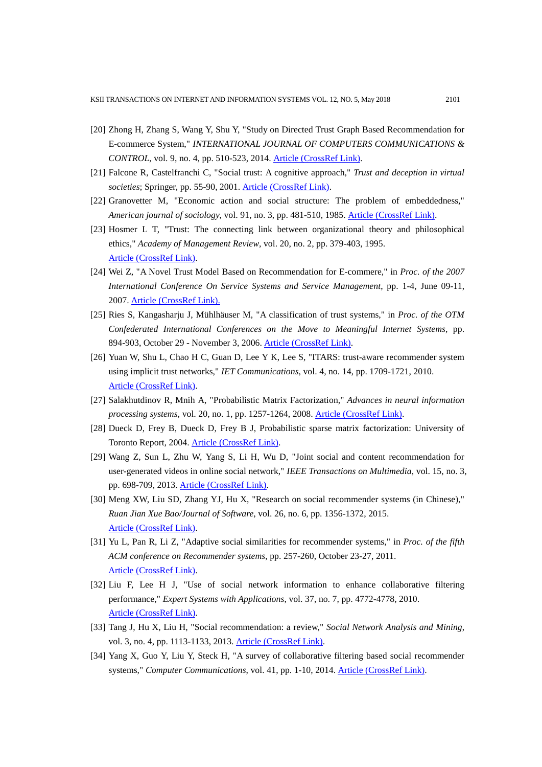[20] Zhong H, Zhang S, Wang Y, Shu Y, "Study on Directed Trust Graph Based Recommendation for E-commerce System," *INTERNATIONAL JOURNAL OF COMPUTERS COMMUNICATIONS & CONTROL*, vol. 9, no. 4, pp. 510-523, 2014. Article (CrossRef Link).

[21] Falcone R, Castelfranchi C, "Social trust: A cognitive approach," *Trust and deception in virtual societies*; Springer, pp. 55-90, 2001. Article (CrossRef Link).

[22] Granovetter M, "Economic action and social structure: The problem of embeddedness," *American journal of sociology*, vol. 91, no. 3, pp. 481-510, 1985. Article (CrossRef Link).

[23] Hosmer L T, "Trust: The connecting link between organizational theory and philosophical ethics," *Academy of Management Review*, vol. 20, no. 2, pp. 379-403, 1995. Article (CrossRef Link).

[24] Wei Z, "A Novel Trust Model Based on Recommendation for E-commere," in *Proc. of the 2007 International Conference On Service Systems and Service Management*, pp. 1-4, June 09-11, 2007. Article (CrossRef Link).

[25] Ries S, Kangasharju J, Mühlhäuser M, "A classification of trust systems," in *Proc. of the OTM Confederated International Conferences on the Move to Meaningful Internet Systems*, pp. 894-903, October 29 - November 3, 2006. Article (CrossRef Link).

[26] Yuan W, Shu L, Chao H C, Guan D, Lee Y K, Lee S, "ITARS: trust-aware recommender system using implicit trust networks," *IET Communications*, vol. 4, no. 14, pp. 1709-1721, 2010. Article (CrossRef Link).

[27] Salakhutdinov R, Mnih A, "Probabilistic Matrix Factorization," *Advances in neural information processing systems*, vol. 20, no. 1, pp. 1257-1264, 2008. Article (CrossRef Link).

[28] Dueck D, Frey B, Dueck D, Frey B J, Probabilistic sparse matrix factorization: University of Toronto Report, 2004. Article (CrossRef Link).

[29] Wang Z, Sun L, Zhu W, Yang S, Li H, Wu D, "Joint social and content recommendation for user-generated videos in online social network," *IEEE Transactions on Multimedia*, vol. 15, no. 3, pp. 698-709, 2013. Article (CrossRef Link).

[30] Meng XW, Liu SD, Zhang YJ, Hu X, "Research on social recommender systems (in Chinese)," *Ruan Jian Xue Bao/Journal of Software*, vol. 26, no. 6, pp. 1356-1372, 2015. Article (CrossRef Link).

[31] Yu L, Pan R, Li Z, "Adaptive social similarities for recommender systems," in *Proc. of the fifth ACM conference on Recommender systems*, pp. 257-260, October 23-27, 2011. Article (CrossRef Link).

[32] Liu F, Lee H J, "Use of social network information to enhance collaborative filtering performance," *Expert Systems with Applications*, vol. 37, no. 7, pp. 4772-4778, 2010. Article (CrossRef Link).

[33] Tang J, Hu X, Liu H, "Social recommendation: a review," *Social Network Analysis and Mining*, vol. 3, no. 4, pp. 1113-1133, 2013. Article (CrossRef Link).

[34] Yang X, Guo Y, Liu Y, Steck H, "A survey of collaborative filtering based social recommender systems," *Computer Communications*, vol. 41, pp. 1-10, 2014. Article (CrossRef Link).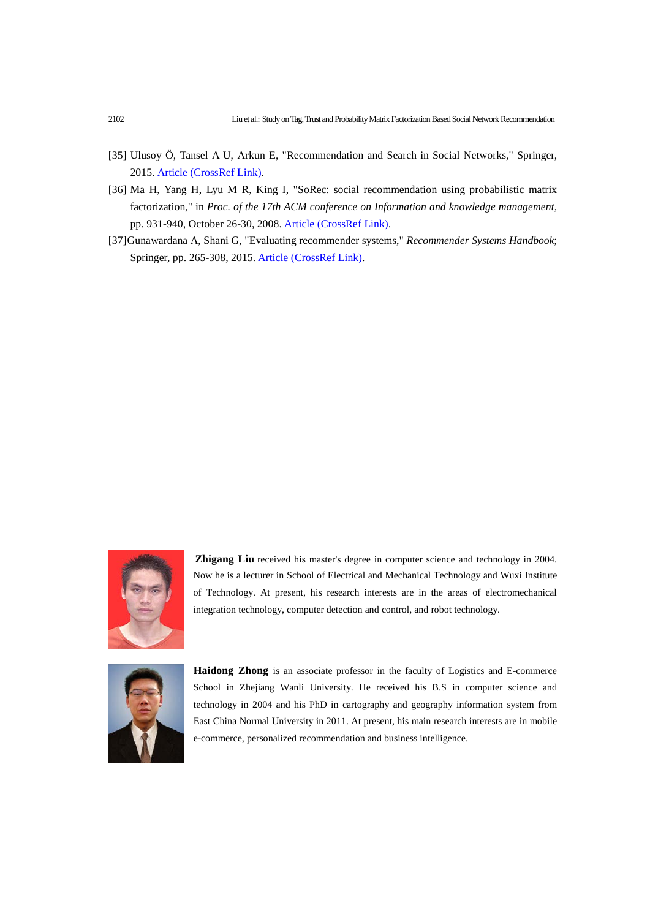[35] Ulusoy Ö, Tansel A U, Arkun E, "Recommendation and Search in Social Networks," Springer, 2015. Article (CrossRef Link).

[36] Ma H, Yang H, Lyu M R, King I, "SoRec: social recommendation using probabilistic matrix factorization," in *Proc. of the 17th ACM conference on Information and knowledge management*, pp. 931-940, October 26-30, 2008. Article (CrossRef Link).

[37] Gunawardana A, Shani G, "Evaluating recommender systems," *Recommender Systems Handbook*; Springer, pp. 265-308, 2015. Article (CrossRef Link).

**Zhigang Liu** received his master's degree in computer science and technology in 2004. Now he is a lecturer in School of Electrical and Mechanical Technology and Wuxi Institute of Technology. At present, his research interests are in the areas of electromechanical integration technology, computer detection and control, and robot technology.

**Haidong Zhong** is an associate professor in the faculty of Logistics and E-commerce School in Zhejiang Wanli University. He received his B.S in computer science and technology in 2004 and his PhD in cartography and geography information system from East China Normal University in 2011. At present, his main research interests are in mobile e-commerce, personalized recommendation and business intelligence.